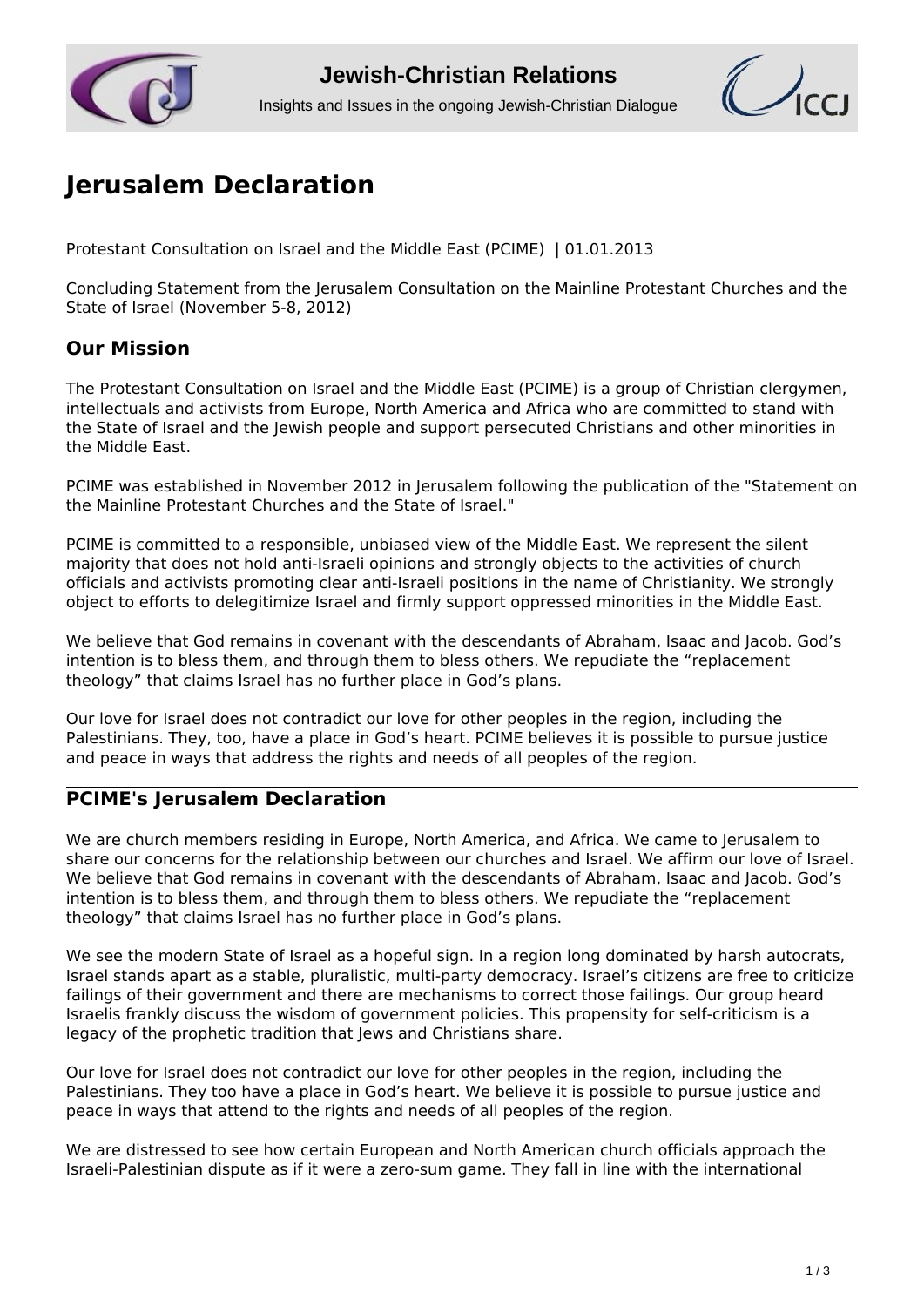# Jerusalem Declaration

Protestant Consultation on Israel and the Middle East (PCIME) | 01.01.2013

Concluding Statement from the Jerusalem Consultation on the Mainline Protestant Churches and the State of Israel (November 5-8, 2012)

## Our Mission

The Protestant Consultation on Israel and the Middle East (PCIME) is a group of Christian clergymen, intellectuals and activists from Europe, North America and Africa who are committed to stand with the State of Israel and the Jewish people and support persecuted Christians and other minorities in the Middle East.

PCIME was established in November 2012 in Jerusalem following the publication of the "Statement on the Mainline Protestant Churches and the State of Israel."

PCIME is committed to a responsible, unbiased view of the Middle East. We represent the silent majority that does not hold anti-Israeli opinions and strongly objects to the activities of church officials and activists promoting clear anti-Israeli positions in the name of Christianity. We strongly object to efforts to delegitimize Israel and firmly support oppressed minorities in the Middle East.

We believe that God remains in covenant with the descendants of Abraham, Isaac and Jacob. God's intention is to bless them, and through them to bless others. We repudiate the "replacement theology" that claims Israel has no further place in God's plans.

Our love for Israel does not contradict our love for other peoples in the region, including the Palestinians. They, too, have a place in God's heart. PCIME believes it is possible to pursue justice and peace in ways that address the rights and needs of all peoples of the region.

## PCIME's Jerusalem Declaration

We are church members residing in Europe, North America, and Africa. We came to Jerusalem to share our concerns for the relationship between our churches and Israel. We affirm our love of Israel. We believe that God remains in covenant with the descendants of Abraham, Isaac and Jacob. God's intention is to bless them, and through them to bless others. We repudiate the "replacement theology" that claims Israel has no further place in God's plans.

We see the modern State of Israel as a hopeful sign. In a region long dominated by harsh autocrats, Israel stands apart as a stable, pluralistic, multi-party democracy. Israel's citizens are free to criticize failings of their government and there are mechanisms to correct those failings. Our group heard Israelis frankly discuss the wisdom of government policies. This propensity for self-criticism is a legacy of the prophetic tradition that Jews and Christians share.

Our love for Israel does not contradict our love for other peoples in the region, including the Palestinians. They too have a place in God's heart. We believe it is possible to pursue justice and peace in ways that attend to the rights and needs of all peoples of the region.

We are distressed to see how certain European and North American church officials approach the Israeli-Palestinian dispute as if it were a zero-sum game. They fall in line with the international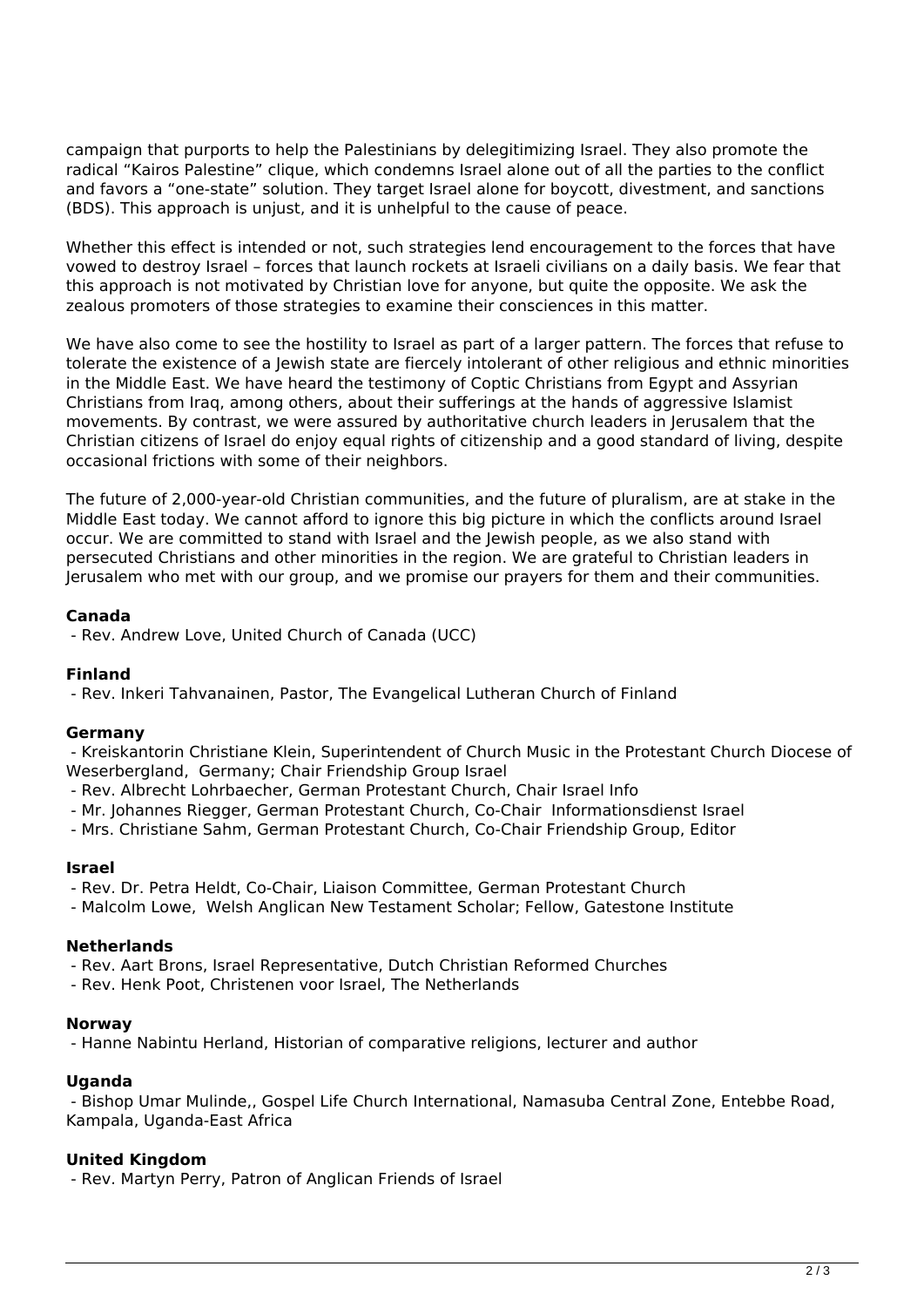campaign that purports to help the Palestinians by delegitimizing Israel. They also promote the radical "Kairos Palestine" clique, which condemns Israel alone out of all the parties to the conflict and favors a "one-state" solution. They target Israel alone for boycott, divestment, and sanctions (BDS). This approach is unjust, and it is unhelpful to the cause of peace.

Whether this effect is intended or not, such strategies lend encouragement to the forces that have vowed to destroy Israel – forces that launch rockets at Israeli civilians on a daily basis. We fear that this approach is not motivated by Christian love for anyone, but quite the opposite. We ask the zealous promoters of those strategies to examine their consciences in this matter.

We have also come to see the hostility to Israel as part of a larger pattern. The forces that refuse to tolerate the existence of a Jewish state are fiercely intolerant of other religious and ethnic minorities in the Middle East. We have heard the testimony of Coptic Christians from Egypt and Assyrian Christians from Iraq, among others, about their sufferings at the hands of aggressive Islamist movements. By contrast, we were assured by authoritative church leaders in Jerusalem that the Christian citizens of Israel do enjoy equal rights of citizenship and a good standard of living, despite occasional frictions with some of their neighbors.

The future of 2,000-year-old Christian communities, and the future of pluralism, are at stake in the Middle East today. We cannot afford to ignore this big picture in which the conflicts around Israel occur. We are committed to stand with Israel and the Jewish people, as we also stand with persecuted Christians and other minorities in the region. We are grateful to Christian leaders in Jerusalem who met with our group, and we promise our prayers for them and their communities.

**Canada**

- Rev. Andrew Love, United Church of Canada (UCC)

**Finland**

- Rev. Inkeri Tahvanainen, Pastor, The Evangelical Lutheran Church of Finland

**Germany**

- Kreiskantorin Christiane Klein, Superintendent of Church Music in the Protestant Church Diocese of Weserbergland, Germany; Chair Friendship Group Israel
- Rev. Albrecht Lohrbaecher, German Protestant Church, Chair Israel Info
- Mr. Johannes Riegger, German Protestant Church, Co-Chair Informationsdienst Israel
- Mrs. Christiane Sahm, German Protestant Church, Co-Chair Friendship Group, Editor

**Israel**

- Rev. Dr. Petra Heldt, Co-Chair, Liaison Committee, German Protestant Church
- Malcolm Lowe, Welsh Anglican New Testament Scholar; Fellow, Gatestone Institute

**Netherlands**

- Rev. Aart Brons, Israel Representative, Dutch Christian Reformed Churches
- Rev. Henk Poot, Christenen voor Israel, The Netherlands

**Norway**

- Hanne Nabintu Herland, Historian of comparative religions, lecturer and author

**Uganda**

- Bishop Umar Mulinde,, Gospel Life Church International, Namasuba Central Zone, Entebbe Road, Kampala, Uganda-East Africa

**United Kingdom**

- Rev. Martyn Perry, Patron of Anglican Friends of Israel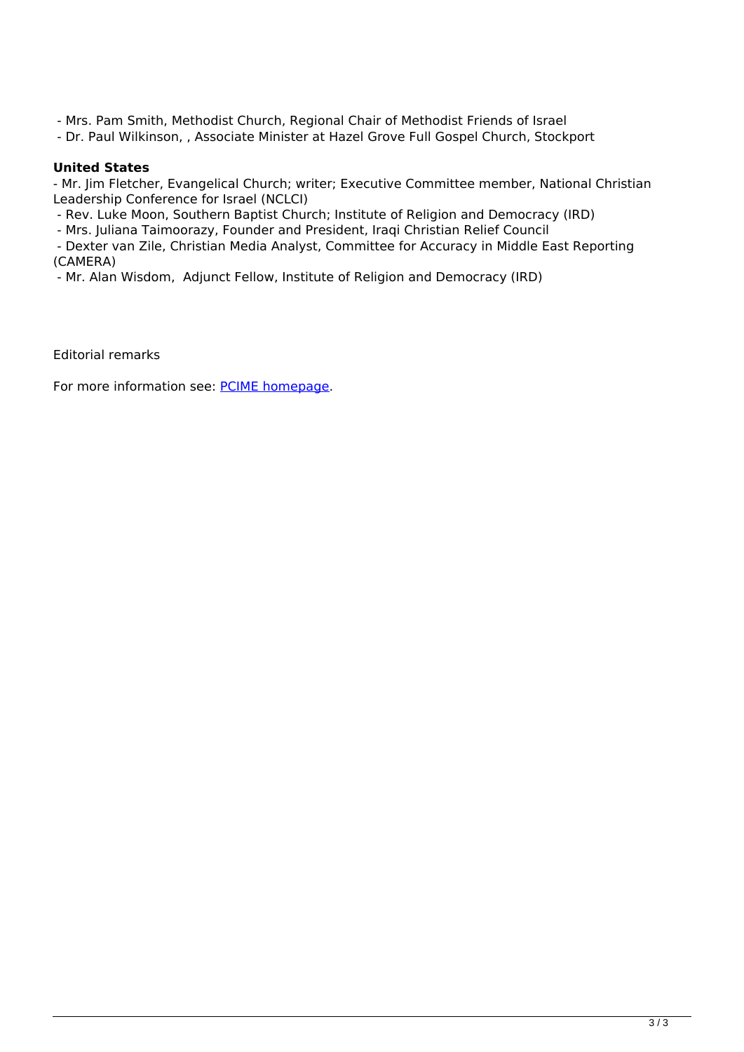- Mrs. Pam Smith, Methodist Church, Regional Chair of Methodist Friends of Israel
- Dr. Paul Wilkinson, , Associate Minister at Hazel Grove Full Gospel Church, Stockport

**United States**

- Mr. Jim Fletcher, Evangelical Church; writer; Executive Committee member, National Christian Leadership Conference for Israel (NCLCI)
- Rev. Luke Moon, Southern Baptist Church; Institute of Religion and Democracy (IRD)
- Mrs. Juliana Taimoorazy, Founder and President, Iraqi Christian Relief Council
- Dexter van Zile, Christian Media Analyst, Committee for Accuracy in Middle East Reporting (CAMERA)
- Mr. Alan Wisdom, Adjunct Fellow, Institute of Religion and Democracy (IRD)

Editorial remarks

For more information see: PCIME homepage.